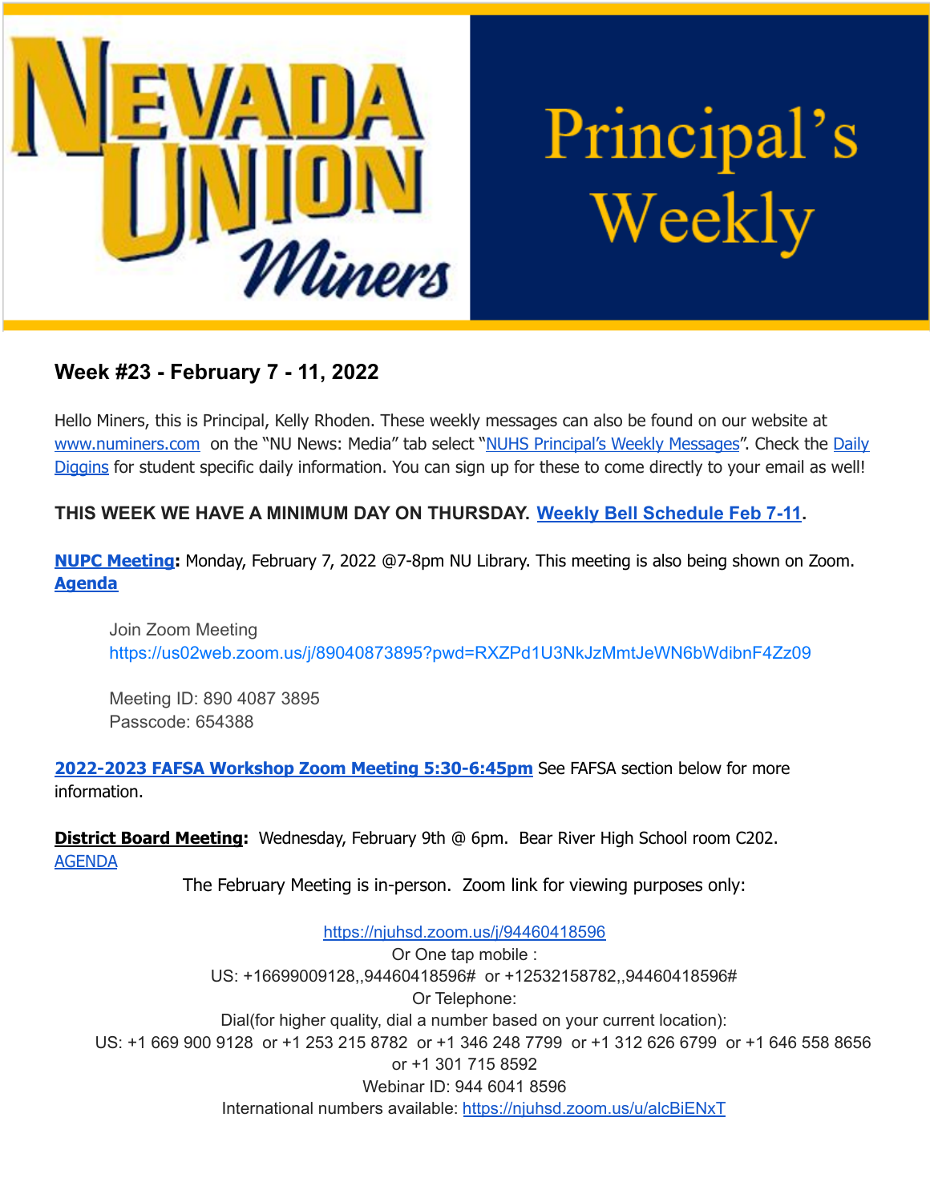# Nevada Union Miners Principal's Weekly

## Week #23 - February 7 - 11, 2022

Hello Miners, this is Principal, Kelly Rhoden. These weekly messages can also be found on our website at www.numiners.com on the "NU News: Media" tab select "NUHS Principal's Weekly Messages". Check the Daily Diggins for student specific daily information. You can sign up for these to come directly to your email as well!

**THIS WEEK WE HAVE A MINIMUM DAY ON THURSDAY. Weekly Bell Schedule Feb 7-11.**

**NUPC Meeting:** Monday, February 7, 2022 @7-8pm NU Library. This meeting is also being shown on Zoom. **Agenda**

> Join Zoom Meeting
> https://us02web.zoom.us/j/89040873895?pwd=RXZPd1U3NkJzMmtJeWN6bWdibnF4Zz09
>
> Meeting ID: 890 4087 3895
> Passcode: 654388

**2022-2023 FAFSA Workshop Zoom Meeting 5:30-6:45pm** See FAFSA section below for more information.

**District Board Meeting:** Wednesday, February 9th @ 6pm. Bear River High School room C202.
AGENDA

The February Meeting is in-person. Zoom link for viewing purposes only:

https://njuhsd.zoom.us/j/94460418596
Or One tap mobile :
US: +16699009128,,94460418596# or +12532158782,,94460418596#
Or Telephone:
Dial(for higher quality, dial a number based on your current location):
US: +1 669 900 9128 or +1 253 215 8782 or +1 346 248 7799 or +1 312 626 6799 or +1 646 558 8656 or +1 301 715 8592
Webinar ID: 944 6041 8596
International numbers available: https://njuhsd.zoom.us/u/alcBiENxT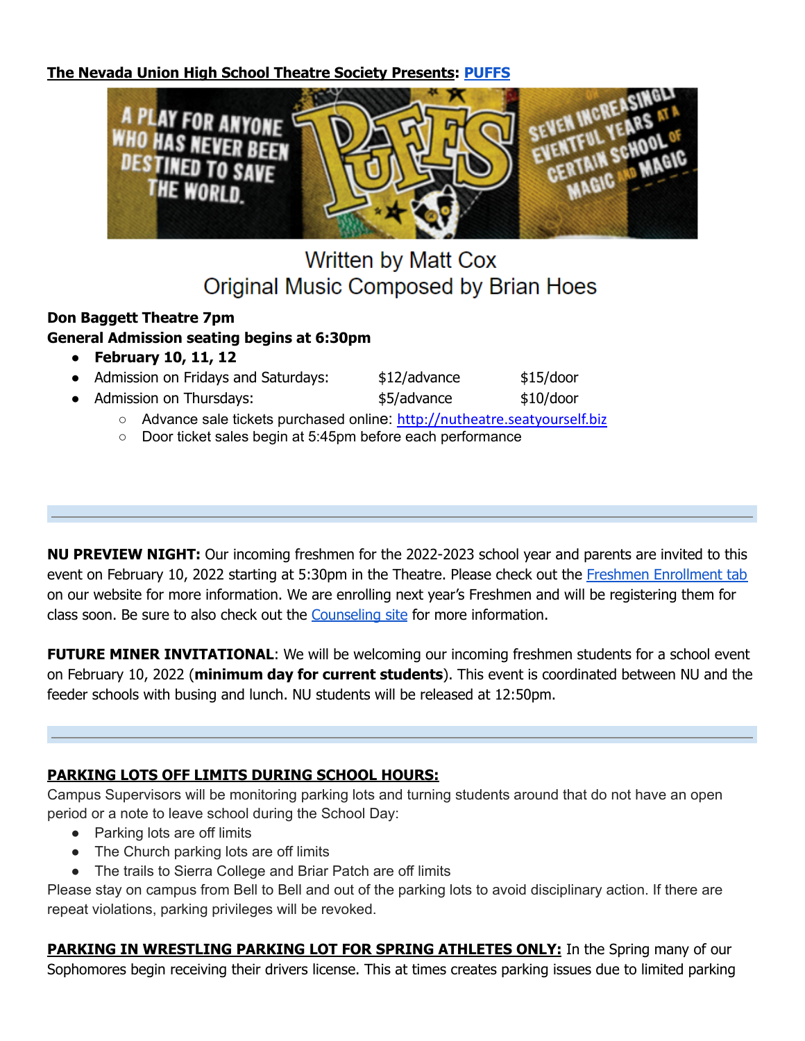**The Nevada Union High School Theatre Society Presents: PUFFS**

Written by Matt Cox
Original Music Composed by Brian Hoes

**Don Baggett Theatre 7pm**
**General Admission seating begins at 6:30pm**

- **February 10, 11, 12**
- Admission on Fridays and Saturdays: $12/advance $15/door
- Admission on Thursdays: $5/advance $10/door
  - Advance sale tickets purchased online: http://nutheatre.seatyourself.biz
  - Door ticket sales begin at 5:45pm before each performance

---

**NU PREVIEW NIGHT:** Our incoming freshmen for the 2022-2023 school year and parents are invited to this event on February 10, 2022 starting at 5:30pm in the Theatre. Please check out the Freshmen Enrollment tab on our website for more information. We are enrolling next year's Freshmen and will be registering them for class soon. Be sure to also check out the Counseling site for more information.

**FUTURE MINER INVITATIONAL**: We will be welcoming our incoming freshmen students for a school event on February 10, 2022 (**minimum day for current students**). This event is coordinated between NU and the feeder schools with busing and lunch. NU students will be released at 12:50pm.

---

**PARKING LOTS OFF LIMITS DURING SCHOOL HOURS:**

Campus Supervisors will be monitoring parking lots and turning students around that do not have an open period or a note to leave school during the School Day:

- Parking lots are off limits
- The Church parking lots are off limits
- The trails to Sierra College and Briar Patch are off limits

Please stay on campus from Bell to Bell and out of the parking lots to avoid disciplinary action. If there are repeat violations, parking privileges will be revoked.

**PARKING IN WRESTLING PARKING LOT FOR SPRING ATHLETES ONLY:** In the Spring many of our Sophomores begin receiving their drivers license. This at times creates parking issues due to limited parking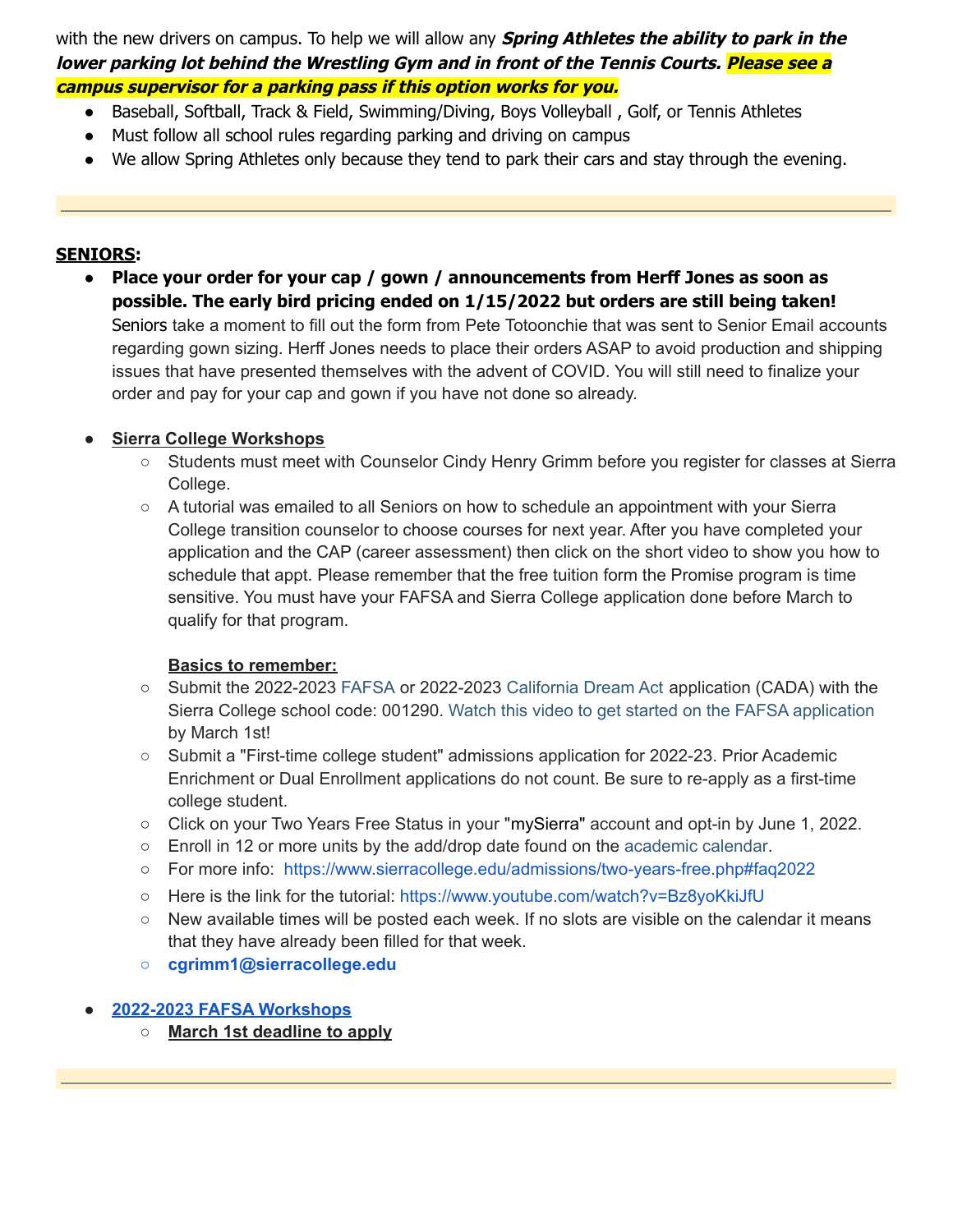with the new drivers on campus. To help we will allow any ***Spring Athletes the ability to park in the lower parking lot behind the Wrestling Gym and in front of the Tennis Courts. Please see a campus supervisor for a parking pass if this option works for you.***

- Baseball, Softball, Track & Field, Swimming/Diving, Boys Volleyball , Golf, or Tennis Athletes
- Must follow all school rules regarding parking and driving on campus
- We allow Spring Athletes only because they tend to park their cars and stay through the evening.

---

**SENIORS:**

- **Place your order for your cap / gown / announcements from Herff Jones as soon as possible. The early bird pricing ended on 1/15/2022 but orders are still being taken!** Seniors take a moment to fill out the form from Pete Totoonchie that was sent to Senior Email accounts regarding gown sizing. Herff Jones needs to place their orders ASAP to avoid production and shipping issues that have presented themselves with the advent of COVID. You will still need to finalize your order and pay for your cap and gown if you have not done so already.

- **Sierra College Workshops**
    - Students must meet with Counselor Cindy Henry Grimm before you register for classes at Sierra College.
    - A tutorial was emailed to all Seniors on how to schedule an appointment with your Sierra College transition counselor to choose courses for next year. After you have completed your application and the CAP (career assessment) then click on the short video to show you how to schedule that appt. Please remember that the free tuition form the Promise program is time sensitive. You must have your FAFSA and Sierra College application done before March to qualify for that program.

      **Basics to remember:**
    - Submit the 2022-2023 FAFSA or 2022-2023 California Dream Act application (CADA) with the Sierra College school code: 001290. Watch this video to get started on the FAFSA application by March 1st!
    - Submit a "First-time college student" admissions application for 2022-23. Prior Academic Enrichment or Dual Enrollment applications do not count. Be sure to re-apply as a first-time college student.
    - Click on your Two Years Free Status in your "mySierra" account and opt-in by June 1, 2022.
    - Enroll in 12 or more units by the add/drop date found on the academic calendar.
    - For more info: https://www.sierracollege.edu/admissions/two-years-free.php#faq2022
    - Here is the link for the tutorial: https://www.youtube.com/watch?v=Bz8yoKkiJfU
    - New available times will be posted each week. If no slots are visible on the calendar it means that they have already been filled for that week.
    - **cgrimm1@sierracollege.edu**

- **2022-2023 FAFSA Workshops**
    - **March 1st deadline to apply**

---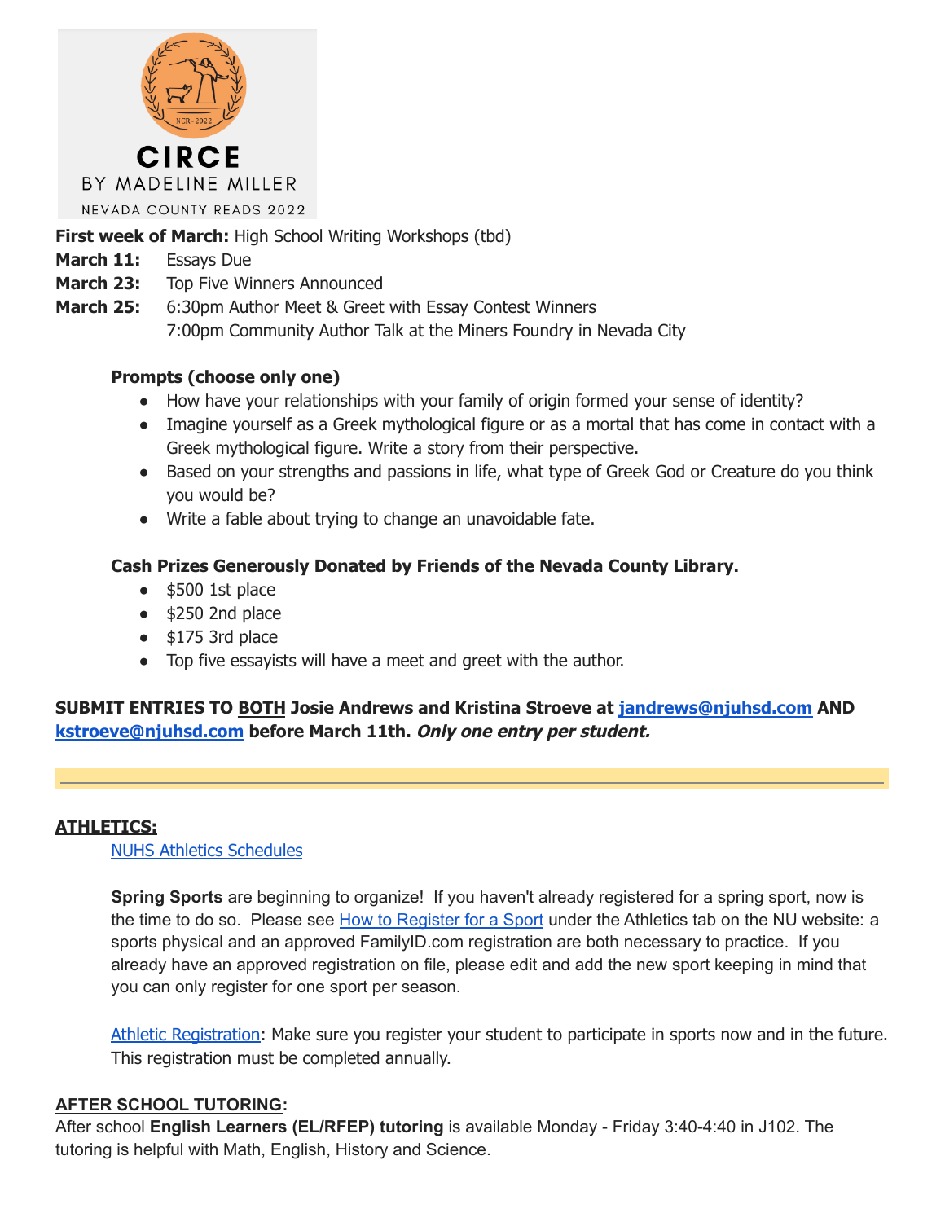CIRCE

BY MADELINE MILLER

NEVADA COUNTY READS 2022

**First week of March:** High School Writing Workshops (tbd)

**March 11:** Essays Due

**March 23:** Top Five Winners Announced

**March 25:** 6:30pm Author Meet & Greet with Essay Contest Winners
7:00pm Community Author Talk at the Miners Foundry in Nevada City

**Prompts (choose only one)**

- How have your relationships with your family of origin formed your sense of identity?
- Imagine yourself as a Greek mythological figure or as a mortal that has come in contact with a Greek mythological figure. Write a story from their perspective.
- Based on your strengths and passions in life, what type of Greek God or Creature do you think you would be?
- Write a fable about trying to change an unavoidable fate.

**Cash Prizes Generously Donated by Friends of the Nevada County Library.**

- $500 1st place
- $250 2nd place
- $175 3rd place
- Top five essayists will have a meet and greet with the author.

**SUBMIT ENTRIES TO BOTH Josie Andrews and Kristina Stroeve at jandrews@njuhsd.com AND kstroeve@njuhsd.com before March 11th. *Only one entry per student.***

---

## ATHLETICS:

NUHS Athletics Schedules

**Spring Sports** are beginning to organize! If you haven't already registered for a spring sport, now is the time to do so. Please see How to Register for a Sport under the Athletics tab on the NU website: a sports physical and an approved FamilyID.com registration are both necessary to practice. If you already have an approved registration on file, please edit and add the new sport keeping in mind that you can only register for one sport per season.

Athletic Registration: Make sure you register your student to participate in sports now and in the future. This registration must be completed annually.

## AFTER SCHOOL TUTORING:

After school **English Learners (EL/RFEP) tutoring** is available Monday - Friday 3:40-4:40 in J102. The tutoring is helpful with Math, English, History and Science.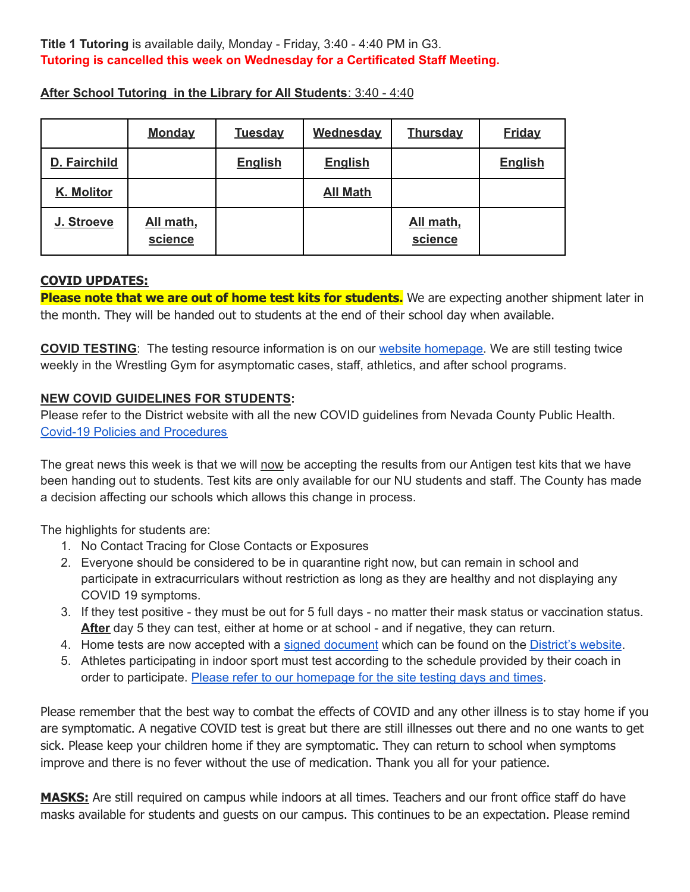**Title 1 Tutoring** is available daily, Monday - Friday, 3:40 - 4:40 PM in G3.
**Tutoring is cancelled this week on Wednesday for a Certificated Staff Meeting.**

**After School Tutoring in the Library for All Students**: 3:40 - 4:40

| | **Monday** | **Tuesday** | **Wednesday** | **Thursday** | **Friday** |
|---|---|---|---|---|---|
| **D. Fairchild** | | **English** | **English** | | **English** |
| **K. Molitor** | | | **All Math** | | |
| **J. Stroeve** | **All math, science** | | | **All math, science** | |

**COVID UPDATES:**
**Please note that we are out of home test kits for students.** We are expecting another shipment later in the month. They will be handed out to students at the end of their school day when available.

**COVID TESTING**: The testing resource information is on our website homepage. We are still testing twice weekly in the Wrestling Gym for asymptomatic cases, staff, athletics, and after school programs.

**NEW COVID GUIDELINES FOR STUDENTS:**
Please refer to the District website with all the new COVID guidelines from Nevada County Public Health.
Covid-19 Policies and Procedures

The great news this week is that we will now be accepting the results from our Antigen test kits that we have been handing out to students. Test kits are only available for our NU students and staff. The County has made a decision affecting our schools which allows this change in process.

The highlights for students are:

1. No Contact Tracing for Close Contacts or Exposures
2. Everyone should be considered to be in quarantine right now, but can remain in school and participate in extracurriculars without restriction as long as they are healthy and not displaying any COVID 19 symptoms.
3. If they test positive - they must be out for 5 full days - no matter their mask status or vaccination status. **After** day 5 they can test, either at home or at school - and if negative, they can return.
4. Home tests are now accepted with a signed document which can be found on the District's website.
5. Athletes participating in indoor sport must test according to the schedule provided by their coach in order to participate. Please refer to our homepage for the site testing days and times.

Please remember that the best way to combat the effects of COVID and any other illness is to stay home if you are symptomatic. A negative COVID test is great but there are still illnesses out there and no one wants to get sick. Please keep your children home if they are symptomatic. They can return to school when symptoms improve and there is no fever without the use of medication. Thank you all for your patience.

**MASKS:** Are still required on campus while indoors at all times. Teachers and our front office staff do have masks available for students and guests on our campus. This continues to be an expectation. Please remind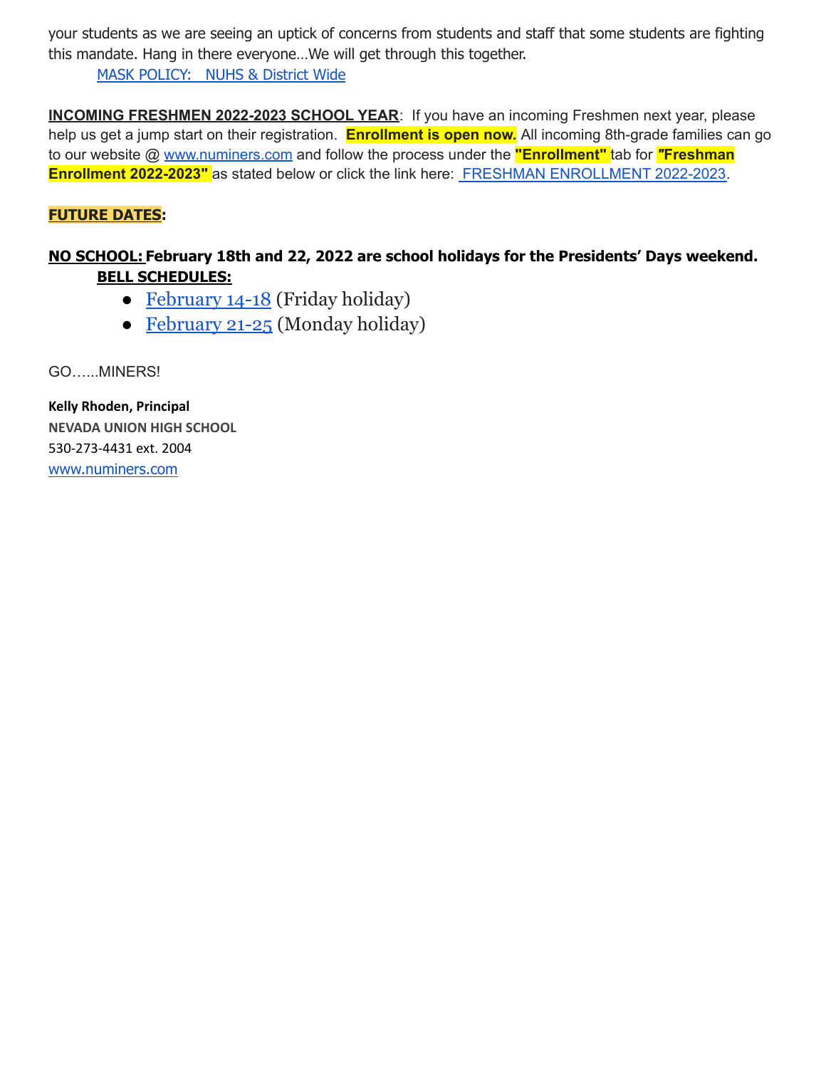your students as we are seeing an uptick of concerns from students and staff that some students are fighting this mandate. Hang in there everyone…We will get through this together.

MASK POLICY:   NUHS & District Wide

**INCOMING FRESHMEN 2022-2023 SCHOOL YEAR**: If you have an incoming Freshmen next year, please help us get a jump start on their registration. **Enrollment is open now.** All incoming 8th-grade families can go to our website @ www.numiners.com and follow the process under the **"Enrollment"** tab for ***"Freshman Enrollment 2022-2023"*** as stated below or click the link here: FRESHMAN ENROLLMENT 2022-2023.

**FUTURE DATES:**

**NO SCHOOL: February 18th and 22, 2022 are school holidays for the Presidents' Days weekend.**

**BELL SCHEDULES:**

- February 14-18 (Friday holiday)
- February 21-25 (Monday holiday)

GO…...MINERS!

**Kelly Rhoden, Principal**
**NEVADA UNION HIGH SCHOOL**
530-273-4431 ext. 2004
www.numiners.com